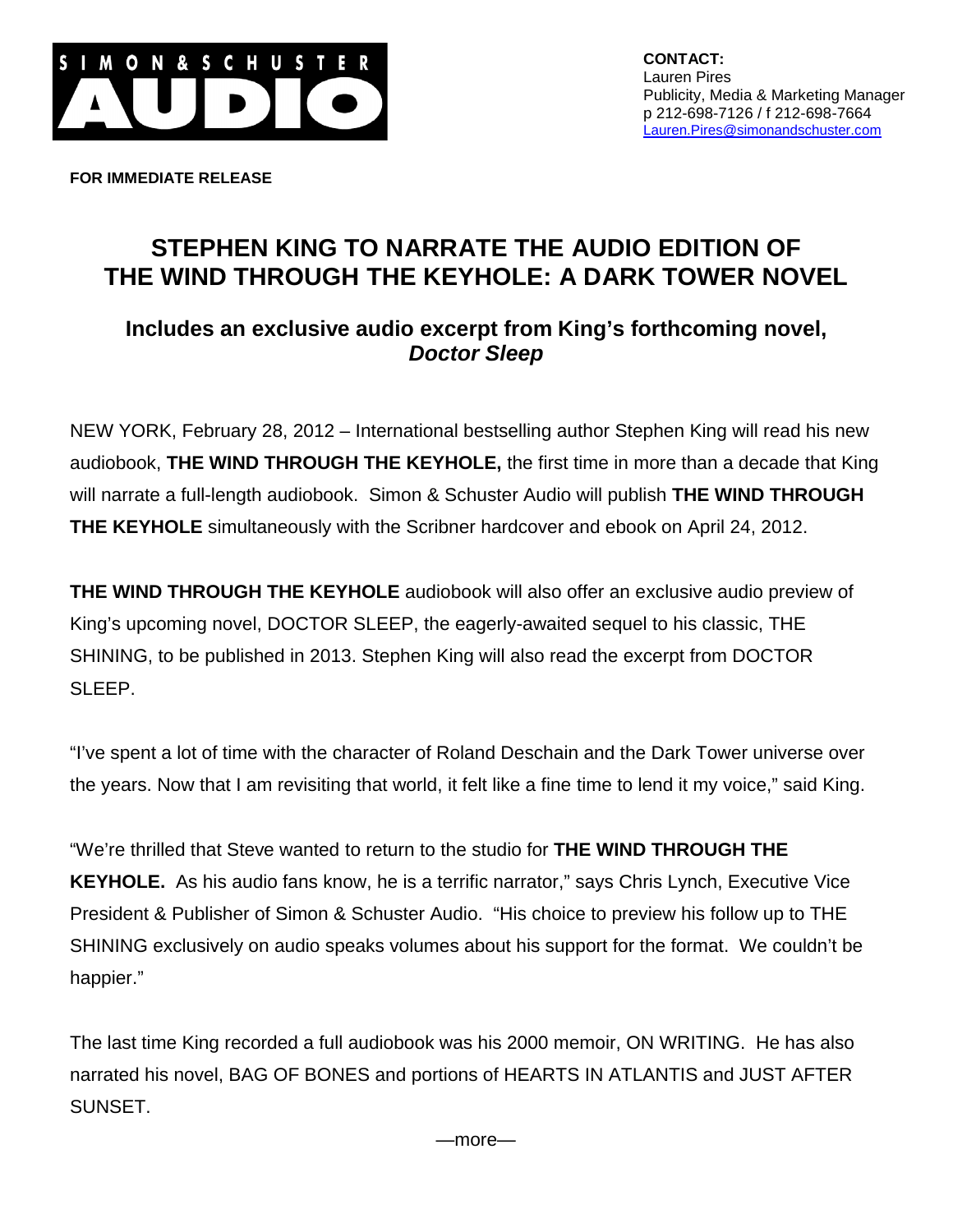SIMON & SCHUSTER AUDIO

**CONTACT:**
Lauren Pires
Publicity, Media & Marketing Manager
p 212-698-7126 / f 212-698-7664
Lauren.Pires@simonandschuster.com

**FOR IMMEDIATE RELEASE**

# STEPHEN KING TO NARRATE THE AUDIO EDITION OF THE WIND THROUGH THE KEYHOLE: A DARK TOWER NOVEL

## Includes an exclusive audio excerpt from King's forthcoming novel, *Doctor Sleep*

NEW YORK, February 28, 2012 – International bestselling author Stephen King will read his new audiobook, **THE WIND THROUGH THE KEYHOLE,** the first time in more than a decade that King will narrate a full-length audiobook. Simon & Schuster Audio will publish **THE WIND THROUGH THE KEYHOLE** simultaneously with the Scribner hardcover and ebook on April 24, 2012.

**THE WIND THROUGH THE KEYHOLE** audiobook will also offer an exclusive audio preview of King's upcoming novel, DOCTOR SLEEP, the eagerly-awaited sequel to his classic, THE SHINING, to be published in 2013. Stephen King will also read the excerpt from DOCTOR SLEEP.

"I've spent a lot of time with the character of Roland Deschain and the Dark Tower universe over the years. Now that I am revisiting that world, it felt like a fine time to lend it my voice," said King.

"We're thrilled that Steve wanted to return to the studio for **THE WIND THROUGH THE KEYHOLE.** As his audio fans know, he is a terrific narrator," says Chris Lynch, Executive Vice President & Publisher of Simon & Schuster Audio. "His choice to preview his follow up to THE SHINING exclusively on audio speaks volumes about his support for the format. We couldn't be happier."

The last time King recorded a full audiobook was his 2000 memoir, ON WRITING. He has also narrated his novel, BAG OF BONES and portions of HEARTS IN ATLANTIS and JUST AFTER SUNSET.

—more—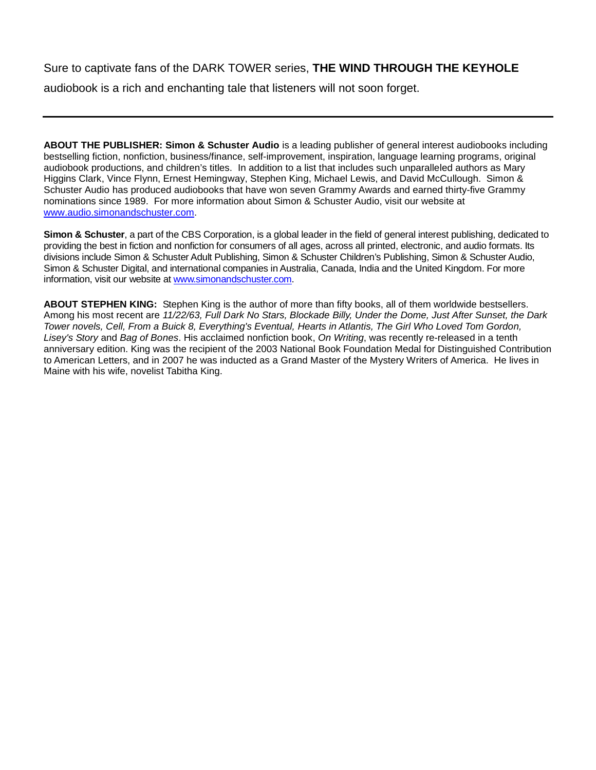Sure to captivate fans of the DARK TOWER series, **THE WIND THROUGH THE KEYHOLE** audiobook is a rich and enchanting tale that listeners will not soon forget.

---

**ABOUT THE PUBLISHER: Simon & Schuster Audio** is a leading publisher of general interest audiobooks including bestselling fiction, nonfiction, business/finance, self-improvement, inspiration, language learning programs, original audiobook productions, and children's titles. In addition to a list that includes such unparalleled authors as Mary Higgins Clark, Vince Flynn, Ernest Hemingway, Stephen King, Michael Lewis, and David McCullough. Simon & Schuster Audio has produced audiobooks that have won seven Grammy Awards and earned thirty-five Grammy nominations since 1989. For more information about Simon & Schuster Audio, visit our website at [www.audio.simonandschuster.com](http://www.audio.simonandschuster.com).

**Simon & Schuster**, a part of the CBS Corporation, is a global leader in the field of general interest publishing, dedicated to providing the best in fiction and nonfiction for consumers of all ages, across all printed, electronic, and audio formats. Its divisions include Simon & Schuster Adult Publishing, Simon & Schuster Children's Publishing, Simon & Schuster Audio, Simon & Schuster Digital, and international companies in Australia, Canada, India and the United Kingdom. For more information, visit our website at [www.simonandschuster.com](http://www.simonandschuster.com).

**ABOUT STEPHEN KING:** Stephen King is the author of more than fifty books, all of them worldwide bestsellers. Among his most recent are *11/22/63, Full Dark No Stars, Blockade Billy, Under the Dome, Just After Sunset, the Dark Tower novels, Cell, From a Buick 8, Everything's Eventual, Hearts in Atlantis, The Girl Who Loved Tom Gordon, Lisey's Story* and *Bag of Bones*. His acclaimed nonfiction book, *On Writing*, was recently re-released in a tenth anniversary edition. King was the recipient of the 2003 National Book Foundation Medal for Distinguished Contribution to American Letters, and in 2007 he was inducted as a Grand Master of the Mystery Writers of America. He lives in Maine with his wife, novelist Tabitha King.